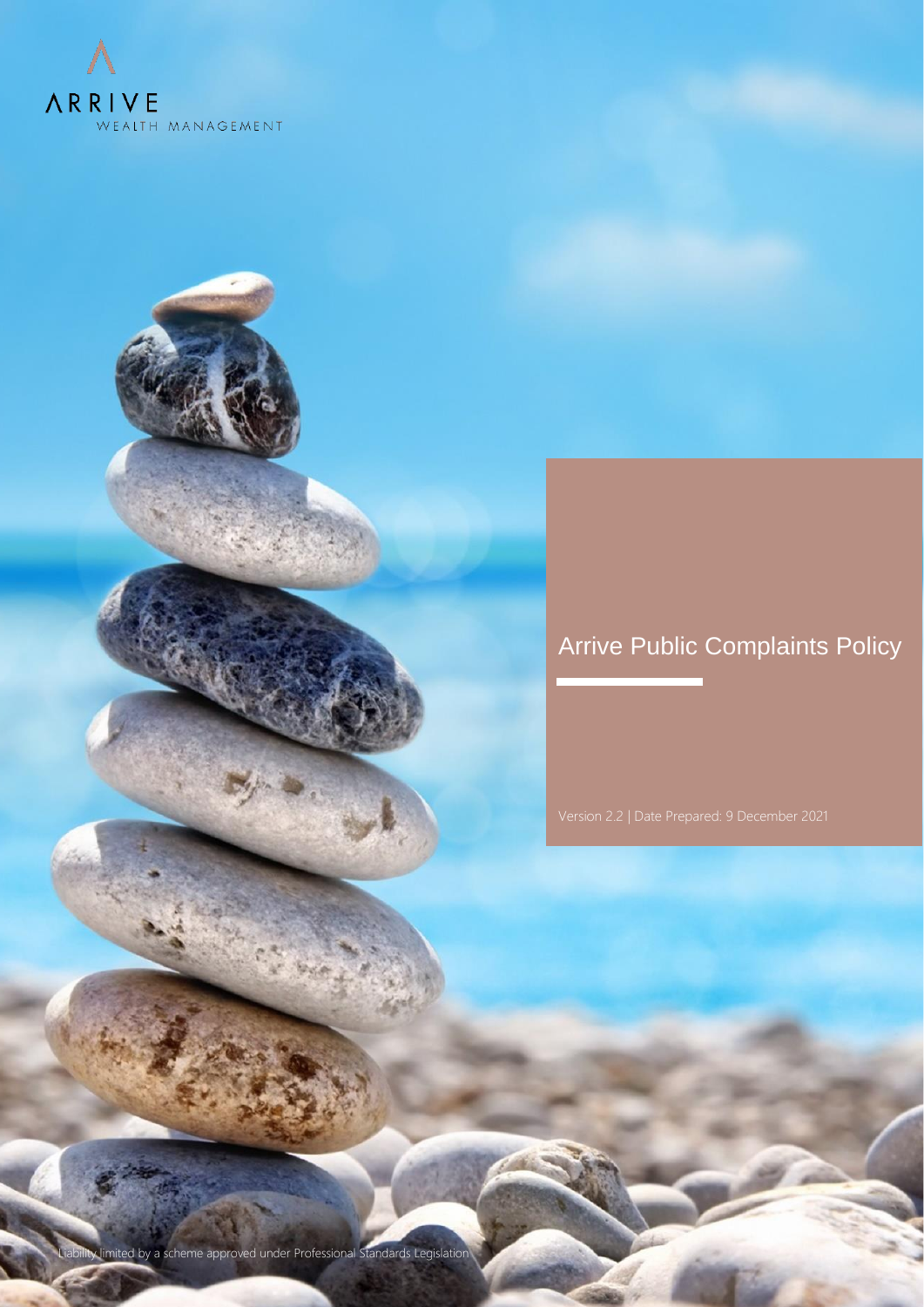ARRIVE
WEALTH MANAGEMENT

# Arrive Public Complaints Policy

Version 2.2 | Date Prepared: 9 December 2021

Liability limited by a scheme approved under Professional Standards Legislation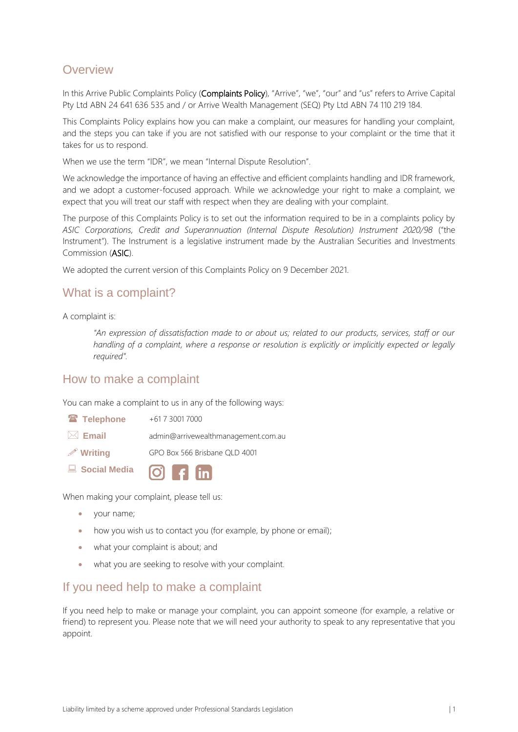## Overview

In this Arrive Public Complaints Policy (**Complaints Policy**), "Arrive", "we", "our" and "us" refers to Arrive Capital Pty Ltd ABN 24 641 636 535 and / or Arrive Wealth Management (SEQ) Pty Ltd ABN 74 110 219 184.

This Complaints Policy explains how you can make a complaint, our measures for handling your complaint, and the steps you can take if you are not satisfied with our response to your complaint or the time that it takes for us to respond.

When we use the term "IDR", we mean "Internal Dispute Resolution".

We acknowledge the importance of having an effective and efficient complaints handling and IDR framework, and we adopt a customer-focused approach. While we acknowledge your right to make a complaint, we expect that you will treat our staff with respect when they are dealing with your complaint.

The purpose of this Complaints Policy is to set out the information required to be in a complaints policy by *ASIC Corporations, Credit and Superannuation (Internal Dispute Resolution) Instrument 2020/98* ("the Instrument"). The Instrument is a legislative instrument made by the Australian Securities and Investments Commission (**ASIC**).

We adopted the current version of this Complaints Policy on 9 December 2021.

## What is a complaint?

A complaint is:

> *"An expression of dissatisfaction made to or about us; related to our products, services, staff or our handling of a complaint, where a response or resolution is explicitly or implicitly expected or legally required".*

## How to make a complaint

You can make a complaint to us in any of the following ways:

| | |
|---|---|
| **Telephone** | +61 7 3001 7000 |
| **Email** | admin@arrivewealthmanagement.com.au |
| **Writing** | GPO Box 566 Brisbane QLD 4001 |
| **Social Media** | |

When making your complaint, please tell us:

- your name;
- how you wish us to contact you (for example, by phone or email);
- what your complaint is about; and
- what you are seeking to resolve with your complaint.

## If you need help to make a complaint

If you need help to make or manage your complaint, you can appoint someone (for example, a relative or friend) to represent you. Please note that we will need your authority to speak to any representative that you appoint.

Liability limited by a scheme approved under Professional Standards Legislation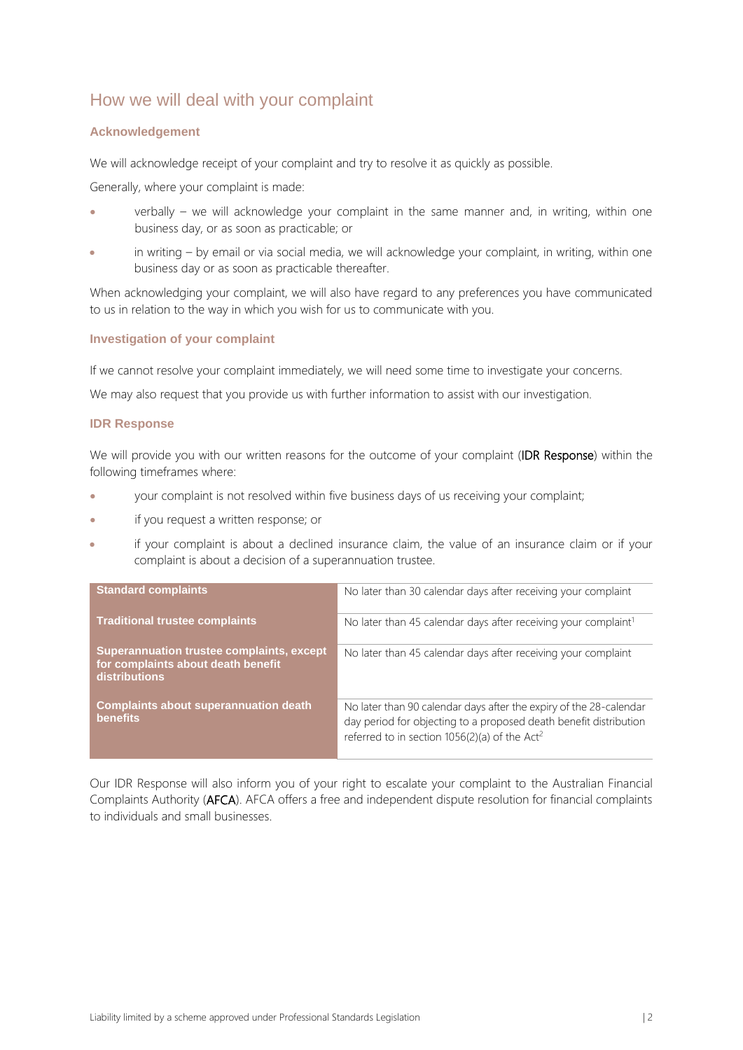## How we will deal with your complaint

### Acknowledgement

We will acknowledge receipt of your complaint and try to resolve it as quickly as possible.

Generally, where your complaint is made:

- verbally – we will acknowledge your complaint in the same manner and, in writing, within one business day, or as soon as practicable; or
- in writing – by email or via social media, we will acknowledge your complaint, in writing, within one business day or as soon as practicable thereafter.

When acknowledging your complaint, we will also have regard to any preferences you have communicated to us in relation to the way in which you wish for us to communicate with you.

### Investigation of your complaint

If we cannot resolve your complaint immediately, we will need some time to investigate your concerns.

We may also request that you provide us with further information to assist with our investigation.

### IDR Response

We will provide you with our written reasons for the outcome of your complaint (**IDR Response**) within the following timeframes where:

- your complaint is not resolved within five business days of us receiving your complaint;
- if you request a written response; or
- if your complaint is about a declined insurance claim, the value of an insurance claim or if your complaint is about a decision of a superannuation trustee.

| | |
|---|---|
| **Standard complaints** | No later than 30 calendar days after receiving your complaint |
| **Traditional trustee complaints** | No later than 45 calendar days after receiving your complaint[1] |
| **Superannuation trustee complaints, except for complaints about death benefit distributions** | No later than 45 calendar days after receiving your complaint |
| **Complaints about superannuation death benefits** | No later than 90 calendar days after the expiry of the 28-calendar day period for objecting to a proposed death benefit distribution referred to in section 1056(2)(a) of the Act[2] |

Our IDR Response will also inform you of your right to escalate your complaint to the Australian Financial Complaints Authority (**AFCA**). AFCA offers a free and independent dispute resolution for financial complaints to individuals and small businesses.

Liability limited by a scheme approved under Professional Standards Legislation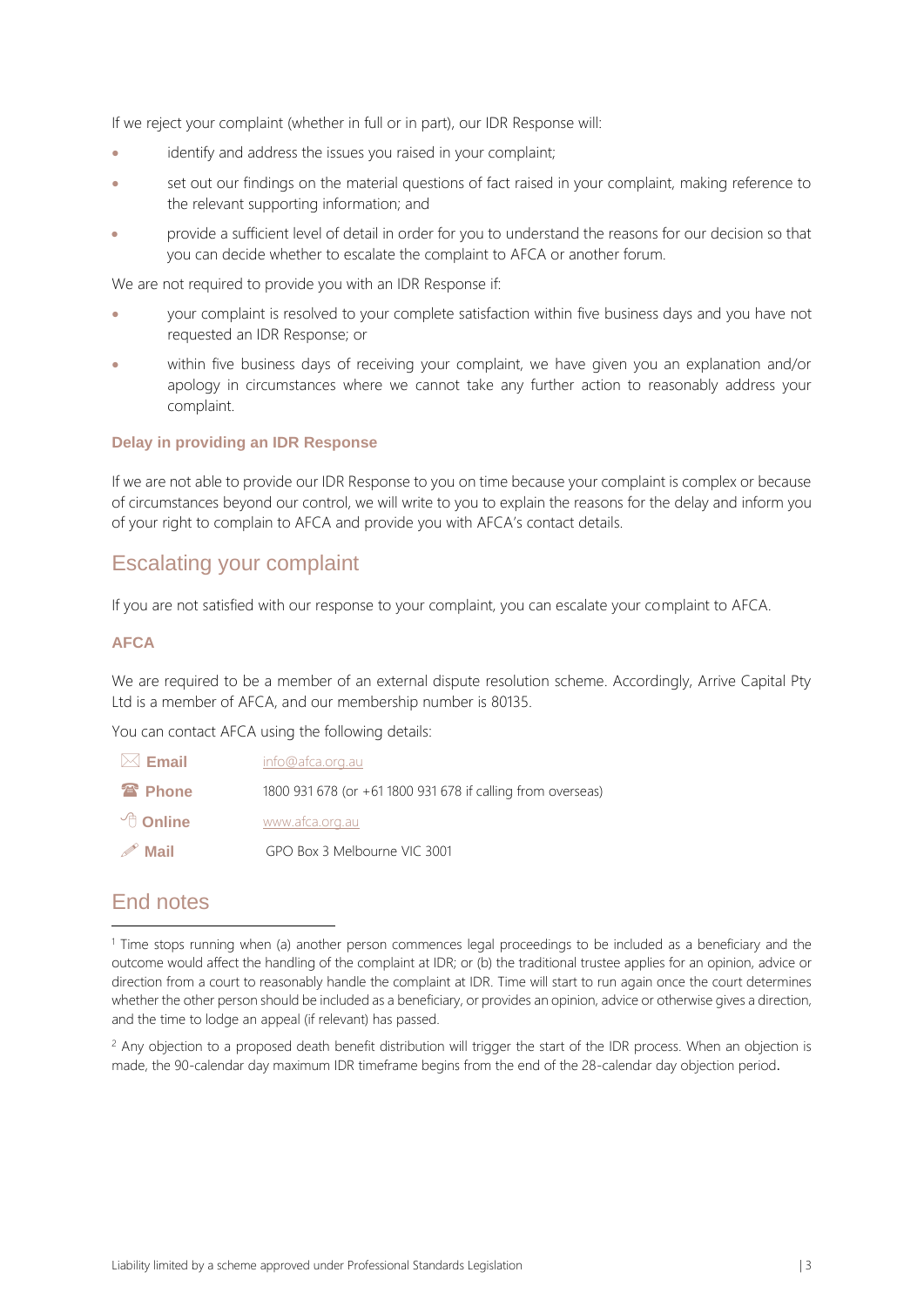If we reject your complaint (whether in full or in part), our IDR Response will:

- identify and address the issues you raised in your complaint;
- set out our findings on the material questions of fact raised in your complaint, making reference to the relevant supporting information; and
- provide a sufficient level of detail in order for you to understand the reasons for our decision so that you can decide whether to escalate the complaint to AFCA or another forum.

We are not required to provide you with an IDR Response if:

- your complaint is resolved to your complete satisfaction within five business days and you have not requested an IDR Response; or
- within five business days of receiving your complaint, we have given you an explanation and/or apology in circumstances where we cannot take any further action to reasonably address your complaint.

### Delay in providing an IDR Response

If we are not able to provide our IDR Response to you on time because your complaint is complex or because of circumstances beyond our control, we will write to you to explain the reasons for the delay and inform you of your right to complain to AFCA and provide you with AFCA's contact details.

## Escalating your complaint

If you are not satisfied with our response to your complaint, you can escalate your complaint to AFCA.

### AFCA

We are required to be a member of an external dispute resolution scheme. Accordingly, Arrive Capital Pty Ltd is a member of AFCA, and our membership number is 80135.

You can contact AFCA using the following details:

| | |
|---|---|
| **Email** | info@afca.org.au |
| **Phone** | 1800 931 678 (or +61 1800 931 678 if calling from overseas) |
| **Online** | www.afca.org.au |
| **Mail** | GPO Box 3 Melbourne VIC 3001 |

## End notes

[1] Time stops running when (a) another person commences legal proceedings to be included as a beneficiary and the outcome would affect the handling of the complaint at IDR; or (b) the traditional trustee applies for an opinion, advice or direction from a court to reasonably handle the complaint at IDR. Time will start to run again once the court determines whether the other person should be included as a beneficiary, or provides an opinion, advice or otherwise gives a direction, and the time to lodge an appeal (if relevant) has passed.

[2] Any objection to a proposed death benefit distribution will trigger the start of the IDR process. When an objection is made, the 90-calendar day maximum IDR timeframe begins from the end of the 28-calendar day objection period.

Liability limited by a scheme approved under Professional Standards Legislation